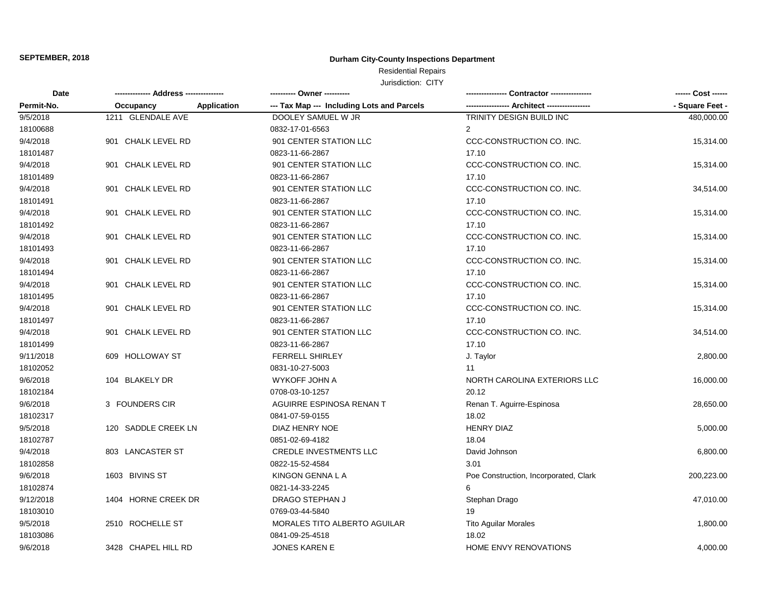**SEPTEMBER, 2018**

**Durham City-County Inspections Department**

Residential Repairs

Jurisdiction: CITY

| Date | ------------- Address -------------- | | ---------- Owner ---------- | --------------- Contractor --------------- | ------ Cost ------ |
|---|---|---|---|---|---|
| **Permit-No.** | **Occupancy** | **Application** | **--- Tax Map --- Including Lots and Parcels** | **----------------- Architect -----------------** | **- Square Feet -** |
| 9/5/2018 | 1211 GLENDALE AVE | | DOOLEY SAMUEL W JR | TRINITY DESIGN BUILD INC | 480,000.00 |
| 18100688 | | | 0832-17-01-6563 | 2 | |
| 9/4/2018 | 901 CHALK LEVEL RD | | 901 CENTER STATION LLC | CCC-CONSTRUCTION CO. INC. | 15,314.00 |
| 18101487 | | | 0823-11-66-2867 | 17.10 | |
| 9/4/2018 | 901 CHALK LEVEL RD | | 901 CENTER STATION LLC | CCC-CONSTRUCTION CO. INC. | 15,314.00 |
| 18101489 | | | 0823-11-66-2867 | 17.10 | |
| 9/4/2018 | 901 CHALK LEVEL RD | | 901 CENTER STATION LLC | CCC-CONSTRUCTION CO. INC. | 34,514.00 |
| 18101491 | | | 0823-11-66-2867 | 17.10 | |
| 9/4/2018 | 901 CHALK LEVEL RD | | 901 CENTER STATION LLC | CCC-CONSTRUCTION CO. INC. | 15,314.00 |
| 18101492 | | | 0823-11-66-2867 | 17.10 | |
| 9/4/2018 | 901 CHALK LEVEL RD | | 901 CENTER STATION LLC | CCC-CONSTRUCTION CO. INC. | 15,314.00 |
| 18101493 | | | 0823-11-66-2867 | 17.10 | |
| 9/4/2018 | 901 CHALK LEVEL RD | | 901 CENTER STATION LLC | CCC-CONSTRUCTION CO. INC. | 15,314.00 |
| 18101494 | | | 0823-11-66-2867 | 17.10 | |
| 9/4/2018 | 901 CHALK LEVEL RD | | 901 CENTER STATION LLC | CCC-CONSTRUCTION CO. INC. | 15,314.00 |
| 18101495 | | | 0823-11-66-2867 | 17.10 | |
| 9/4/2018 | 901 CHALK LEVEL RD | | 901 CENTER STATION LLC | CCC-CONSTRUCTION CO. INC. | 15,314.00 |
| 18101497 | | | 0823-11-66-2867 | 17.10 | |
| 9/4/2018 | 901 CHALK LEVEL RD | | 901 CENTER STATION LLC | CCC-CONSTRUCTION CO. INC. | 34,514.00 |
| 18101499 | | | 0823-11-66-2867 | 17.10 | |
| 9/11/2018 | 609 HOLLOWAY ST | | FERRELL SHIRLEY | J. Taylor | 2,800.00 |
| 18102052 | | | 0831-10-27-5003 | 11 | |
| 9/6/2018 | 104 BLAKELY DR | | WYKOFF JOHN A | NORTH CAROLINA EXTERIORS LLC | 16,000.00 |
| 18102184 | | | 0708-03-10-1257 | 20.12 | |
| 9/6/2018 | 3 FOUNDERS CIR | | AGUIRRE ESPINOSA RENAN T | Renan T. Aguirre-Espinosa | 28,650.00 |
| 18102317 | | | 0841-07-59-0155 | 18.02 | |
| 9/5/2018 | 120 SADDLE CREEK LN | | DIAZ HENRY NOE | HENRY DIAZ | 5,000.00 |
| 18102787 | | | 0851-02-69-4182 | 18.04 | |
| 9/4/2018 | 803 LANCASTER ST | | CREDLE INVESTMENTS LLC | David Johnson | 6,800.00 |
| 18102858 | | | 0822-15-52-4584 | 3.01 | |
| 9/6/2018 | 1603 BIVINS ST | | KINGON GENNA L A | Poe Construction, Incorporated, Clark | 200,223.00 |
| 18102874 | | | 0821-14-33-2245 | 6 | |
| 9/12/2018 | 1404 HORNE CREEK DR | | DRAGO STEPHAN J | Stephan Drago | 47,010.00 |
| 18103010 | | | 0769-03-44-5840 | 19 | |
| 9/5/2018 | 2510 ROCHELLE ST | | MORALES TITO ALBERTO AGUILAR | Tito Aguilar Morales | 1,800.00 |
| 18103086 | | | 0841-09-25-4518 | 18.02 | |
| 9/6/2018 | 3428 CHAPEL HILL RD | | JONES KAREN E | HOME ENVY RENOVATIONS | 4,000.00 |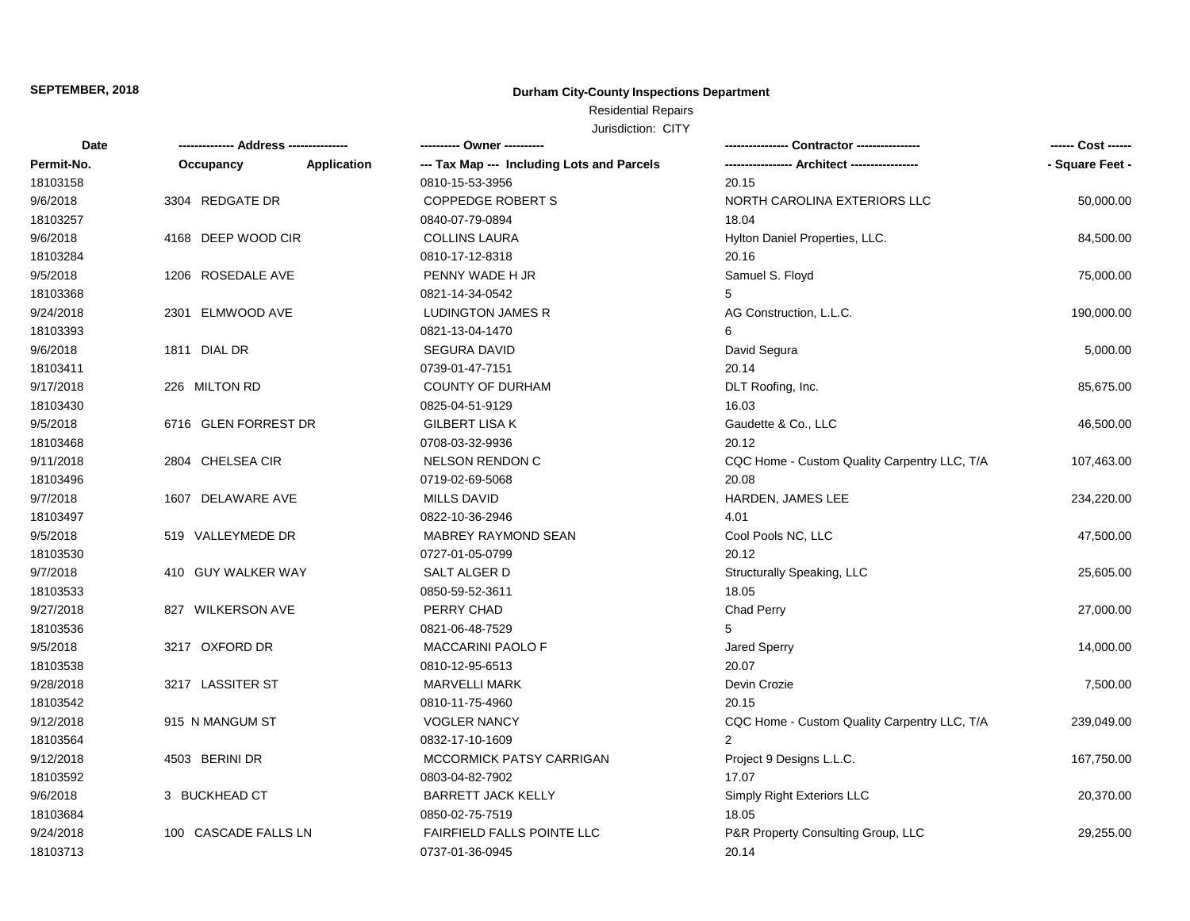**SEPTEMBER, 2018**

# Durham City-County Inspections Department

Residential Repairs

Jurisdiction: CITY

| Date / Permit-No. | Address / Occupancy, Application | Owner / Tax Map, Including Lots and Parcels | Contractor / Architect | Cost / Square Feet |
|---|---|---|---|---|
| 18103158 | | 0810-15-53-3956 | 20.15 | |
| 9/6/2018 | 3304 REDGATE DR | COPPEDGE ROBERT S | NORTH CAROLINA EXTERIORS LLC | 50,000.00 |
| 18103257 | | 0840-07-79-0894 | 18.04 | |
| 9/6/2018 | 4168 DEEP WOOD CIR | COLLINS LAURA | Hylton Daniel Properties, LLC. | 84,500.00 |
| 18103284 | | 0810-17-12-8318 | 20.16 | |
| 9/5/2018 | 1206 ROSEDALE AVE | PENNY WADE H JR | Samuel S. Floyd | 75,000.00 |
| 18103368 | | 0821-14-34-0542 | 5 | |
| 9/24/2018 | 2301 ELMWOOD AVE | LUDINGTON JAMES R | AG Construction, L.L.C. | 190,000.00 |
| 18103393 | | 0821-13-04-1470 | 6 | |
| 9/6/2018 | 1811 DIAL DR | SEGURA DAVID | David Segura | 5,000.00 |
| 18103411 | | 0739-01-47-7151 | 20.14 | |
| 9/17/2018 | 226 MILTON RD | COUNTY OF DURHAM | DLT Roofing, Inc. | 85,675.00 |
| 18103430 | | 0825-04-51-9129 | 16.03 | |
| 9/5/2018 | 6716 GLEN FORREST DR | GILBERT LISA K | Gaudette & Co., LLC | 46,500.00 |
| 18103468 | | 0708-03-32-9936 | 20.12 | |
| 9/11/2018 | 2804 CHELSEA CIR | NELSON RENDON C | CQC Home - Custom Quality Carpentry LLC, T/A | 107,463.00 |
| 18103496 | | 0719-02-69-5068 | 20.08 | |
| 9/7/2018 | 1607 DELAWARE AVE | MILLS DAVID | HARDEN, JAMES LEE | 234,220.00 |
| 18103497 | | 0822-10-36-2946 | 4.01 | |
| 9/5/2018 | 519 VALLEYMEDE DR | MABREY RAYMOND SEAN | Cool Pools NC, LLC | 47,500.00 |
| 18103530 | | 0727-01-05-0799 | 20.12 | |
| 9/7/2018 | 410 GUY WALKER WAY | SALT ALGER D | Structurally Speaking, LLC | 25,605.00 |
| 18103533 | | 0850-59-52-3611 | 18.05 | |
| 9/27/2018 | 827 WILKERSON AVE | PERRY CHAD | Chad Perry | 27,000.00 |
| 18103536 | | 0821-06-48-7529 | 5 | |
| 9/5/2018 | 3217 OXFORD DR | MACCARINI PAOLO F | Jared Sperry | 14,000.00 |
| 18103538 | | 0810-12-95-6513 | 20.07 | |
| 9/28/2018 | 3217 LASSITER ST | MARVELLI MARK | Devin Crozie | 7,500.00 |
| 18103542 | | 0810-11-75-4960 | 20.15 | |
| 9/12/2018 | 915 N MANGUM ST | VOGLER NANCY | CQC Home - Custom Quality Carpentry LLC, T/A | 239,049.00 |
| 18103564 | | 0832-17-10-1609 | 2 | |
| 9/12/2018 | 4503 BERINI DR | MCCORMICK PATSY CARRIGAN | Project 9 Designs L.L.C. | 167,750.00 |
| 18103592 | | 0803-04-82-7902 | 17.07 | |
| 9/6/2018 | 3 BUCKHEAD CT | BARRETT JACK KELLY | Simply Right Exteriors LLC | 20,370.00 |
| 18103684 | | 0850-02-75-7519 | 18.05 | |
| 9/24/2018 | 100 CASCADE FALLS LN | FAIRFIELD FALLS POINTE LLC | P&R Property Consulting Group, LLC | 29,255.00 |
| 18103713 | | 0737-01-36-0945 | 20.14 | |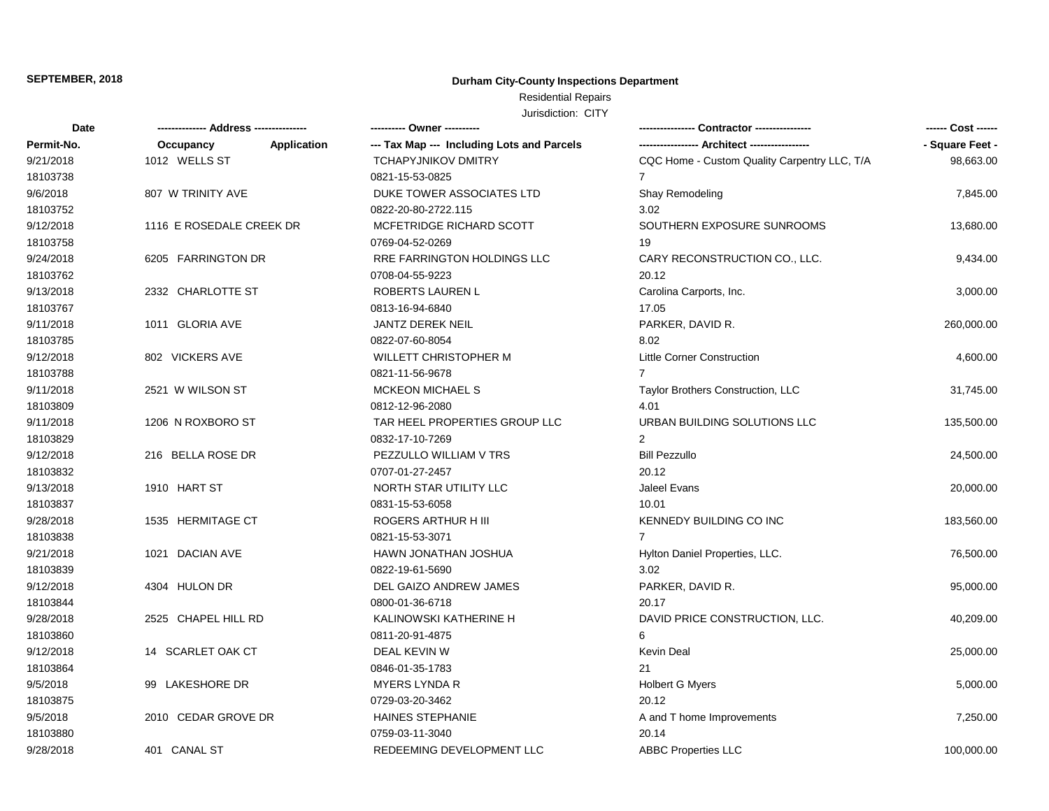**SEPTEMBER, 2018**

**Durham City-County Inspections Department**

Residential Repairs

Jurisdiction: CITY

| Date / Permit-No. | Address / Occupancy / Application | Owner / Tax Map --- Including Lots and Parcels | Contractor / Architect | Cost / Square Feet |
|---|---|---|---|---|
| 9/21/2018 | 1012 WELLS ST | TCHAPYJNIKOV DMITRY | CQC Home - Custom Quality Carpentry LLC, T/A | 98,663.00 |
| 18103738 | | 0821-15-53-0825 | 7 | |
| 9/6/2018 | 807 W TRINITY AVE | DUKE TOWER ASSOCIATES LTD | Shay Remodeling | 7,845.00 |
| 18103752 | | 0822-20-80-2722.115 | 3.02 | |
| 9/12/2018 | 1116 E ROSEDALE CREEK DR | MCFETRIDGE RICHARD SCOTT | SOUTHERN EXPOSURE SUNROOMS | 13,680.00 |
| 18103758 | | 0769-04-52-0269 | 19 | |
| 9/24/2018 | 6205 FARRINGTON DR | RRE FARRINGTON HOLDINGS LLC | CARY RECONSTRUCTION CO., LLC. | 9,434.00 |
| 18103762 | | 0708-04-55-9223 | 20.12 | |
| 9/13/2018 | 2332 CHARLOTTE ST | ROBERTS LAUREN L | Carolina Carports, Inc. | 3,000.00 |
| 18103767 | | 0813-16-94-6840 | 17.05 | |
| 9/11/2018 | 1011 GLORIA AVE | JANTZ DEREK NEIL | PARKER, DAVID R. | 260,000.00 |
| 18103785 | | 0822-07-60-8054 | 8.02 | |
| 9/12/2018 | 802 VICKERS AVE | WILLETT CHRISTOPHER M | Little Corner Construction | 4,600.00 |
| 18103788 | | 0821-11-56-9678 | 7 | |
| 9/11/2018 | 2521 W WILSON ST | MCKEON MICHAEL S | Taylor Brothers Construction, LLC | 31,745.00 |
| 18103809 | | 0812-12-96-2080 | 4.01 | |
| 9/11/2018 | 1206 N ROXBORO ST | TAR HEEL PROPERTIES GROUP LLC | URBAN BUILDING SOLUTIONS LLC | 135,500.00 |
| 18103829 | | 0832-17-10-7269 | 2 | |
| 9/12/2018 | 216 BELLA ROSE DR | PEZZULLO WILLIAM V TRS | Bill Pezzullo | 24,500.00 |
| 18103832 | | 0707-01-27-2457 | 20.12 | |
| 9/13/2018 | 1910 HART ST | NORTH STAR UTILITY LLC | Jaleel Evans | 20,000.00 |
| 18103837 | | 0831-15-53-6058 | 10.01 | |
| 9/28/2018 | 1535 HERMITAGE CT | ROGERS ARTHUR H III | KENNEDY BUILDING CO INC | 183,560.00 |
| 18103838 | | 0821-15-53-3071 | 7 | |
| 9/21/2018 | 1021 DACIAN AVE | HAWN JONATHAN JOSHUA | Hylton Daniel Properties, LLC. | 76,500.00 |
| 18103839 | | 0822-19-61-5690 | 3.02 | |
| 9/12/2018 | 4304 HULON DR | DEL GAIZO ANDREW JAMES | PARKER, DAVID R. | 95,000.00 |
| 18103844 | | 0800-01-36-6718 | 20.17 | |
| 9/28/2018 | 2525 CHAPEL HILL RD | KALINOWSKI KATHERINE H | DAVID PRICE CONSTRUCTION, LLC. | 40,209.00 |
| 18103860 | | 0811-20-91-4875 | 6 | |
| 9/12/2018 | 14 SCARLET OAK CT | DEAL KEVIN W | Kevin Deal | 25,000.00 |
| 18103864 | | 0846-01-35-1783 | 21 | |
| 9/5/2018 | 99 LAKESHORE DR | MYERS LYNDA R | Holbert G Myers | 5,000.00 |
| 18103875 | | 0729-03-20-3462 | 20.12 | |
| 9/5/2018 | 2010 CEDAR GROVE DR | HAINES STEPHANIE | A and T home Improvements | 7,250.00 |
| 18103880 | | 0759-03-11-3040 | 20.14 | |
| 9/28/2018 | 401 CANAL ST | REDEEMING DEVELOPMENT LLC | ABBC Properties LLC | 100,000.00 |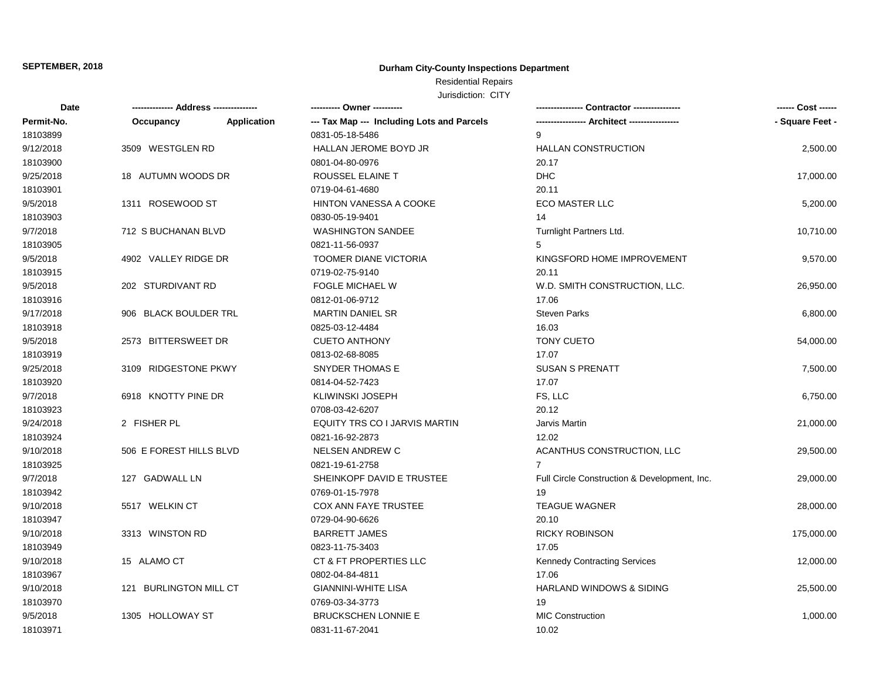**SEPTEMBER, 2018**

**Durham City-County Inspections Department**

Residential Repairs

Jurisdiction: CITY

| Date | ------------- Address -------------- | ---------- Owner ---------- | --------------- Contractor --------------- | ------ Cost ------ |
|---|---|---|---|---|
| Permit-No. | Occupancy Application | --- Tax Map --- Including Lots and Parcels | ---------------- Architect ---------------- | - Square Feet - |
| 18103899 | | 0831-05-18-5486 | 9 | |
| 9/12/2018 | 3509 WESTGLEN RD | HALLAN JEROME BOYD JR | HALLAN CONSTRUCTION | 2,500.00 |
| 18103900 | | 0801-04-80-0976 | 20.17 | |
| 9/25/2018 | 18 AUTUMN WOODS DR | ROUSSEL ELAINE T | DHC | 17,000.00 |
| 18103901 | | 0719-04-61-4680 | 20.11 | |
| 9/5/2018 | 1311 ROSEWOOD ST | HINTON VANESSA A COOKE | ECO MASTER LLC | 5,200.00 |
| 18103903 | | 0830-05-19-9401 | 14 | |
| 9/7/2018 | 712 S BUCHANAN BLVD | WASHINGTON SANDEE | Turnlight Partners Ltd. | 10,710.00 |
| 18103905 | | 0821-11-56-0937 | 5 | |
| 9/5/2018 | 4902 VALLEY RIDGE DR | TOOMER DIANE VICTORIA | KINGSFORD HOME IMPROVEMENT | 9,570.00 |
| 18103915 | | 0719-02-75-9140 | 20.11 | |
| 9/5/2018 | 202 STURDIVANT RD | FOGLE MICHAEL W | W.D. SMITH CONSTRUCTION, LLC. | 26,950.00 |
| 18103916 | | 0812-01-06-9712 | 17.06 | |
| 9/17/2018 | 906 BLACK BOULDER TRL | MARTIN DANIEL SR | Steven Parks | 6,800.00 |
| 18103918 | | 0825-03-12-4484 | 16.03 | |
| 9/5/2018 | 2573 BITTERSWEET DR | CUETO ANTHONY | TONY CUETO | 54,000.00 |
| 18103919 | | 0813-02-68-8085 | 17.07 | |
| 9/25/2018 | 3109 RIDGESTONE PKWY | SNYDER THOMAS E | SUSAN S PRENATT | 7,500.00 |
| 18103920 | | 0814-04-52-7423 | 17.07 | |
| 9/7/2018 | 6918 KNOTTY PINE DR | KLIWINSKI JOSEPH | FS, LLC | 6,750.00 |
| 18103923 | | 0708-03-42-6207 | 20.12 | |
| 9/24/2018 | 2 FISHER PL | EQUITY TRS CO I JARVIS MARTIN | Jarvis Martin | 21,000.00 |
| 18103924 | | 0821-16-92-2873 | 12.02 | |
| 9/10/2018 | 506 E FOREST HILLS BLVD | NELSEN ANDREW C | ACANTHUS CONSTRUCTION, LLC | 29,500.00 |
| 18103925 | | 0821-19-61-2758 | 7 | |
| 9/7/2018 | 127 GADWALL LN | SHEINKOPF DAVID E TRUSTEE | Full Circle Construction & Development, Inc. | 29,000.00 |
| 18103942 | | 0769-01-15-7978 | 19 | |
| 9/10/2018 | 5517 WELKIN CT | COX ANN FAYE TRUSTEE | TEAGUE WAGNER | 28,000.00 |
| 18103947 | | 0729-04-90-6626 | 20.10 | |
| 9/10/2018 | 3313 WINSTON RD | BARRETT JAMES | RICKY ROBINSON | 175,000.00 |
| 18103949 | | 0823-11-75-3403 | 17.05 | |
| 9/10/2018 | 15 ALAMO CT | CT & FT PROPERTIES LLC | Kennedy Contracting Services | 12,000.00 |
| 18103967 | | 0802-04-84-4811 | 17.06 | |
| 9/10/2018 | 121 BURLINGTON MILL CT | GIANNINI-WHITE LISA | HARLAND WINDOWS & SIDING | 25,500.00 |
| 18103970 | | 0769-03-34-3773 | 19 | |
| 9/5/2018 | 1305 HOLLOWAY ST | BRUCKSCHEN LONNIE E | MIC Construction | 1,000.00 |
| 18103971 | | 0831-11-67-2041 | 10.02 | |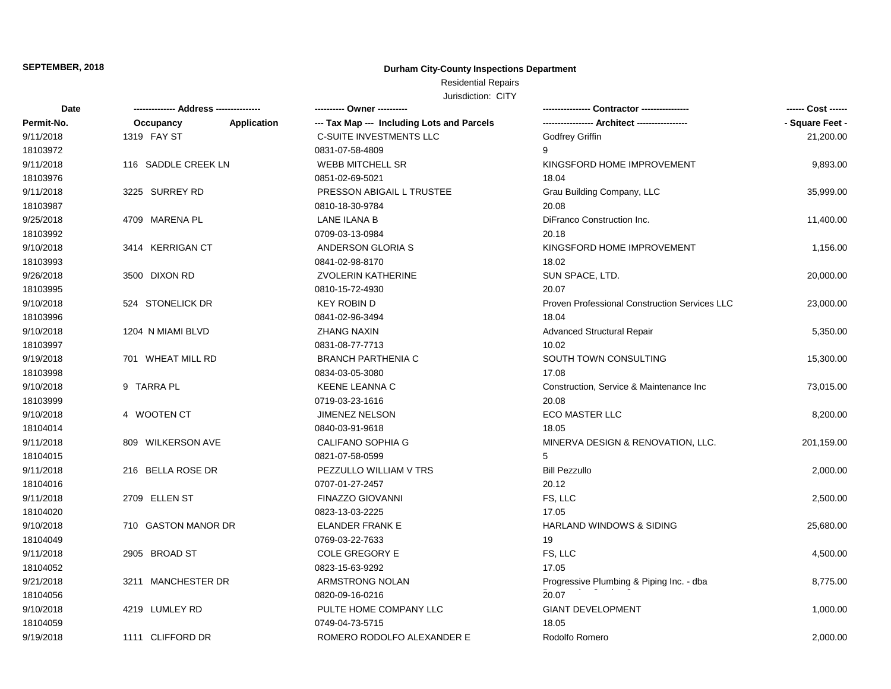**SEPTEMBER, 2018**

**Durham City-County Inspections Department**

Residential Repairs

Jurisdiction: CITY

| Date / Permit-No. | Address (Occupancy / Application) | Owner / Tax Map (Including Lots and Parcels) | Contractor / Architect | Cost / Square Feet |
|---|---|---|---|---|
| 9/11/2018<br>18103972 | 1319 FAY ST | C-SUITE INVESTMENTS LLC<br>0831-07-58-4809 | Godfrey Griffin<br>9 | 21,200.00 |
| 9/11/2018<br>18103976 | 116 SADDLE CREEK LN | WEBB MITCHELL SR<br>0851-02-69-5021 | KINGSFORD HOME IMPROVEMENT<br>18.04 | 9,893.00 |
| 9/11/2018<br>18103987 | 3225 SURREY RD | PRESSON ABIGAIL L TRUSTEE<br>0810-18-30-9784 | Grau Building Company, LLC<br>20.08 | 35,999.00 |
| 9/25/2018<br>18103992 | 4709 MARENA PL | LANE ILANA B<br>0709-03-13-0984 | DiFranco Construction Inc.<br>20.18 | 11,400.00 |
| 9/10/2018<br>18103993 | 3414 KERRIGAN CT | ANDERSON GLORIA S<br>0841-02-98-8170 | KINGSFORD HOME IMPROVEMENT<br>18.02 | 1,156.00 |
| 9/26/2018<br>18103995 | 3500 DIXON RD | ZVOLERIN KATHERINE<br>0810-15-72-4930 | SUN SPACE, LTD.<br>20.07 | 20,000.00 |
| 9/10/2018<br>18103996 | 524 STONELICK DR | KEY ROBIN D<br>0841-02-96-3494 | Proven Professional Construction Services LLC<br>18.04 | 23,000.00 |
| 9/10/2018<br>18103997 | 1204 N MIAMI BLVD | ZHANG NAXIN<br>0831-08-77-7713 | Advanced Structural Repair<br>10.02 | 5,350.00 |
| 9/19/2018<br>18103998 | 701 WHEAT MILL RD | BRANCH PARTHENIA C<br>0834-03-05-3080 | SOUTH TOWN CONSULTING<br>17.08 | 15,300.00 |
| 9/10/2018<br>18103999 | 9 TARRA PL | KEENE LEANNA C<br>0719-03-23-1616 | Construction, Service & Maintenance Inc<br>20.08 | 73,015.00 |
| 9/10/2018<br>18104014 | 4 WOOTEN CT | JIMENEZ NELSON<br>0840-03-91-9618 | ECO MASTER LLC<br>18.05 | 8,200.00 |
| 9/11/2018<br>18104015 | 809 WILKERSON AVE | CALIFANO SOPHIA G<br>0821-07-58-0599 | MINERVA DESIGN & RENOVATION, LLC.<br>5 | 201,159.00 |
| 9/11/2018<br>18104016 | 216 BELLA ROSE DR | PEZZULLO WILLIAM V TRS<br>0707-01-27-2457 | Bill Pezzullo<br>20.12 | 2,000.00 |
| 9/11/2018<br>18104020 | 2709 ELLEN ST | FINAZZO GIOVANNI<br>0823-13-03-2225 | FS, LLC<br>17.05 | 2,500.00 |
| 9/10/2018<br>18104049 | 710 GASTON MANOR DR | ELANDER FRANK E<br>0769-03-22-7633 | HARLAND WINDOWS & SIDING<br>19 | 25,680.00 |
| 9/11/2018<br>18104052 | 2905 BROAD ST | COLE GREGORY E<br>0823-15-63-9292 | FS, LLC<br>17.05 | 4,500.00 |
| 9/21/2018<br>18104056 | 3211 MANCHESTER DR | ARMSTRONG NOLAN<br>0820-09-16-0216 | Progressive Plumbing & Piping Inc. - dba<br>20.07 | 8,775.00 |
| 9/10/2018<br>18104059 | 4219 LUMLEY RD | PULTE HOME COMPANY LLC<br>0749-04-73-5715 | GIANT DEVELOPMENT<br>18.05 | 1,000.00 |
| 9/19/2018 | 1111 CLIFFORD DR | ROMERO RODOLFO ALEXANDER E | Rodolfo Romero | 2,000.00 |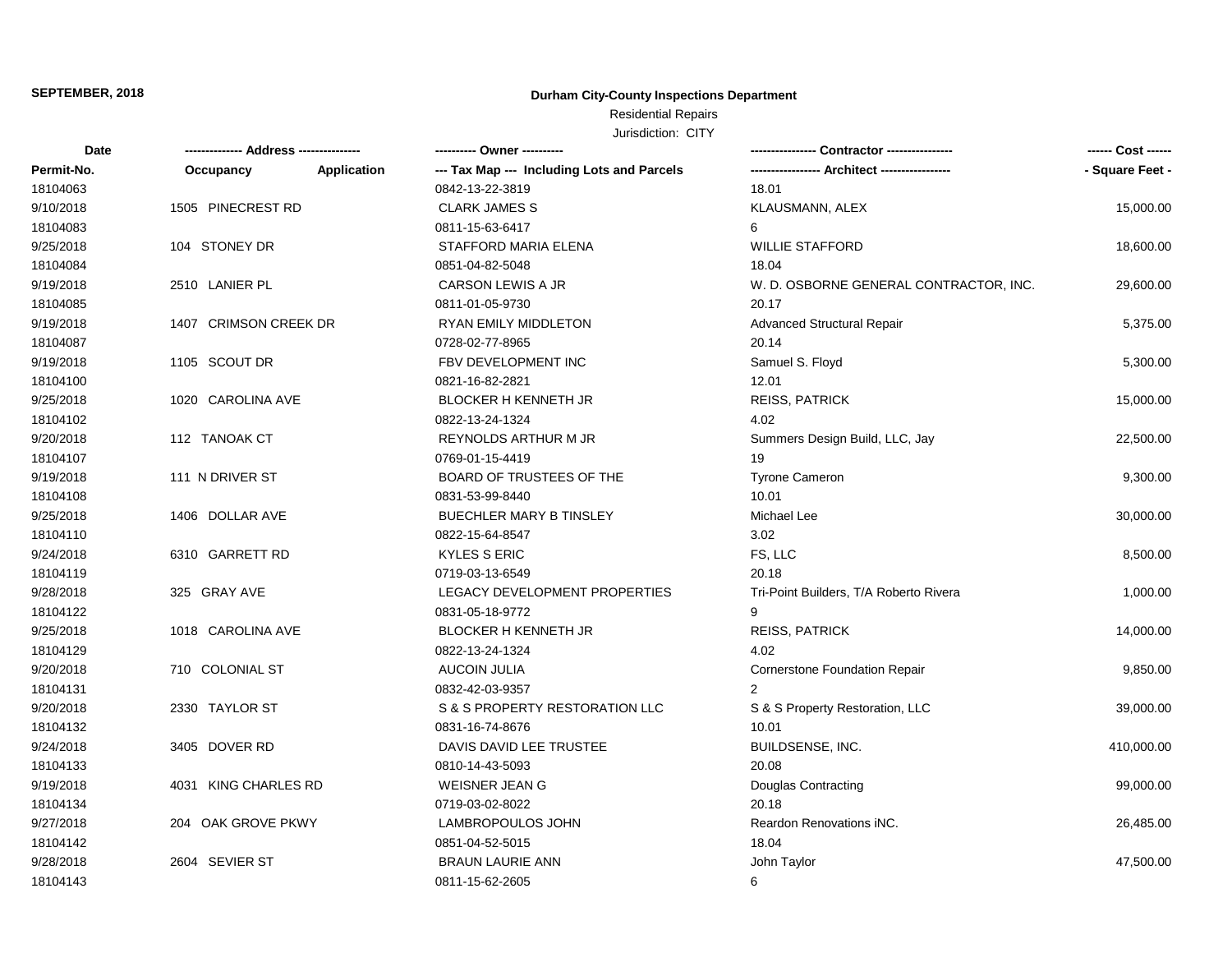**SEPTEMBER, 2018**

**Durham City-County Inspections Department**

Residential Repairs

Jurisdiction: CITY

| Date | ------------- Address -------------- | | ---------- Owner ---------- | ---------------- Contractor ---------------- | ------ Cost ------ |
|---|---|---|---|---|---|
| Permit-No. | Occupancy | Application | --- Tax Map --- Including Lots and Parcels | ----------------- Architect ----------------- | - Square Feet - |
| 18104063 | | | 0842-13-22-3819 | 18.01 | |
| 9/10/2018 | 1505 PINECREST RD | | CLARK JAMES S | KLAUSMANN, ALEX | 15,000.00 |
| 18104083 | | | 0811-15-63-6417 | 6 | |
| 9/25/2018 | 104 STONEY DR | | STAFFORD MARIA ELENA | WILLIE STAFFORD | 18,600.00 |
| 18104084 | | | 0851-04-82-5048 | 18.04 | |
| 9/19/2018 | 2510 LANIER PL | | CARSON LEWIS A JR | W. D. OSBORNE GENERAL CONTRACTOR, INC. | 29,600.00 |
| 18104085 | | | 0811-01-05-9730 | 20.17 | |
| 9/19/2018 | 1407 CRIMSON CREEK DR | | RYAN EMILY MIDDLETON | Advanced Structural Repair | 5,375.00 |
| 18104087 | | | 0728-02-77-8965 | 20.14 | |
| 9/19/2018 | 1105 SCOUT DR | | FBV DEVELOPMENT INC | Samuel S. Floyd | 5,300.00 |
| 18104100 | | | 0821-16-82-2821 | 12.01 | |
| 9/25/2018 | 1020 CAROLINA AVE | | BLOCKER H KENNETH JR | REISS, PATRICK | 15,000.00 |
| 18104102 | | | 0822-13-24-1324 | 4.02 | |
| 9/20/2018 | 112 TANOAK CT | | REYNOLDS ARTHUR M JR | Summers Design Build, LLC, Jay | 22,500.00 |
| 18104107 | | | 0769-01-15-4419 | 19 | |
| 9/19/2018 | 111 N DRIVER ST | | BOARD OF TRUSTEES OF THE | Tyrone Cameron | 9,300.00 |
| 18104108 | | | 0831-53-99-8440 | 10.01 | |
| 9/25/2018 | 1406 DOLLAR AVE | | BUECHLER MARY B TINSLEY | Michael Lee | 30,000.00 |
| 18104110 | | | 0822-15-64-8547 | 3.02 | |
| 9/24/2018 | 6310 GARRETT RD | | KYLES S ERIC | FS, LLC | 8,500.00 |
| 18104119 | | | 0719-03-13-6549 | 20.18 | |
| 9/28/2018 | 325 GRAY AVE | | LEGACY DEVELOPMENT PROPERTIES | Tri-Point Builders, T/A Roberto Rivera | 1,000.00 |
| 18104122 | | | 0831-05-18-9772 | 9 | |
| 9/25/2018 | 1018 CAROLINA AVE | | BLOCKER H KENNETH JR | REISS, PATRICK | 14,000.00 |
| 18104129 | | | 0822-13-24-1324 | 4.02 | |
| 9/20/2018 | 710 COLONIAL ST | | AUCOIN JULIA | Cornerstone Foundation Repair | 9,850.00 |
| 18104131 | | | 0832-42-03-9357 | 2 | |
| 9/20/2018 | 2330 TAYLOR ST | | S & S PROPERTY RESTORATION LLC | S & S Property Restoration, LLC | 39,000.00 |
| 18104132 | | | 0831-16-74-8676 | 10.01 | |
| 9/24/2018 | 3405 DOVER RD | | DAVIS DAVID LEE TRUSTEE | BUILDSENSE, INC. | 410,000.00 |
| 18104133 | | | 0810-14-43-5093 | 20.08 | |
| 9/19/2018 | 4031 KING CHARLES RD | | WEISNER JEAN G | Douglas Contracting | 99,000.00 |
| 18104134 | | | 0719-03-02-8022 | 20.18 | |
| 9/27/2018 | 204 OAK GROVE PKWY | | LAMBROPOULOS JOHN | Reardon Renovations iNC. | 26,485.00 |
| 18104142 | | | 0851-04-52-5015 | 18.04 | |
| 9/28/2018 | 2604 SEVIER ST | | BRAUN LAURIE ANN | John Taylor | 47,500.00 |
| 18104143 | | | 0811-15-62-2605 | 6 | |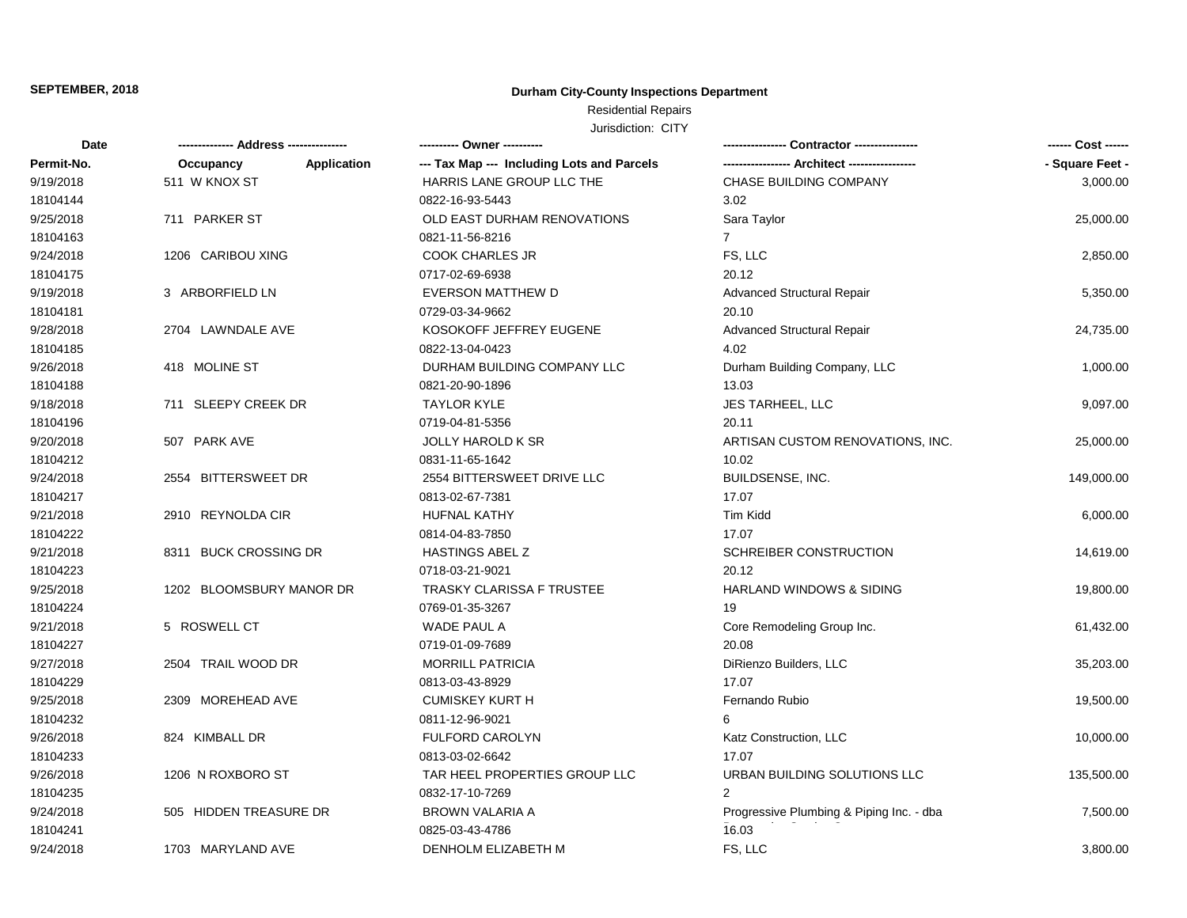**SEPTEMBER, 2018**

**Durham City-County Inspections Department**

Residential Repairs

Jurisdiction: CITY

| Date<br>Permit-No. | ------------- Address ---------------<br>Occupancy Application | ---------- Owner ----------<br>--- Tax Map --- Including Lots and Parcels | --------------- Contractor ---------------<br>---------------- Architect ---------------- | ------ Cost ------<br>- Square Feet - |
|---|---|---|---|---|
| 9/19/2018<br>18104144 | 511 W KNOX ST | HARRIS LANE GROUP LLC THE<br>0822-16-93-5443 | CHASE BUILDING COMPANY<br>3.02 | 3,000.00 |
| 9/25/2018<br>18104163 | 711 PARKER ST | OLD EAST DURHAM RENOVATIONS<br>0821-11-56-8216 | Sara Taylor<br>7 | 25,000.00 |
| 9/24/2018<br>18104175 | 1206 CARIBOU XING | COOK CHARLES JR<br>0717-02-69-6938 | FS, LLC<br>20.12 | 2,850.00 |
| 9/19/2018<br>18104181 | 3 ARBORFIELD LN | EVERSON MATTHEW D<br>0729-03-34-9662 | Advanced Structural Repair<br>20.10 | 5,350.00 |
| 9/28/2018<br>18104185 | 2704 LAWNDALE AVE | KOSOKOFF JEFFREY EUGENE<br>0822-13-04-0423 | Advanced Structural Repair<br>4.02 | 24,735.00 |
| 9/26/2018<br>18104188 | 418 MOLINE ST | DURHAM BUILDING COMPANY LLC<br>0821-20-90-1896 | Durham Building Company, LLC<br>13.03 | 1,000.00 |
| 9/18/2018<br>18104196 | 711 SLEEPY CREEK DR | TAYLOR KYLE<br>0719-04-81-5356 | JES TARHEEL, LLC<br>20.11 | 9,097.00 |
| 9/20/2018<br>18104212 | 507 PARK AVE | JOLLY HAROLD K SR<br>0831-11-65-1642 | ARTISAN CUSTOM RENOVATIONS, INC.<br>10.02 | 25,000.00 |
| 9/24/2018<br>18104217 | 2554 BITTERSWEET DR | 2554 BITTERSWEET DRIVE LLC<br>0813-02-67-7381 | BUILDSENSE, INC.<br>17.07 | 149,000.00 |
| 9/21/2018<br>18104222 | 2910 REYNOLDA CIR | HUFNAL KATHY<br>0814-04-83-7850 | Tim Kidd<br>17.07 | 6,000.00 |
| 9/21/2018<br>18104223 | 8311 BUCK CROSSING DR | HASTINGS ABEL Z<br>0718-03-21-9021 | SCHREIBER CONSTRUCTION<br>20.12 | 14,619.00 |
| 9/25/2018<br>18104224 | 1202 BLOOMSBURY MANOR DR | TRASKY CLARISSA F TRUSTEE<br>0769-01-35-3267 | HARLAND WINDOWS & SIDING<br>19 | 19,800.00 |
| 9/21/2018<br>18104227 | 5 ROSWELL CT | WADE PAUL A<br>0719-01-09-7689 | Core Remodeling Group Inc.<br>20.08 | 61,432.00 |
| 9/27/2018<br>18104229 | 2504 TRAIL WOOD DR | MORRILL PATRICIA<br>0813-03-43-8929 | DiRienzo Builders, LLC<br>17.07 | 35,203.00 |
| 9/25/2018<br>18104232 | 2309 MOREHEAD AVE | CUMISKEY KURT H<br>0811-12-96-9021 | Fernando Rubio<br>6 | 19,500.00 |
| 9/26/2018<br>18104233 | 824 KIMBALL DR | FULFORD CAROLYN<br>0813-03-02-6642 | Katz Construction, LLC<br>17.07 | 10,000.00 |
| 9/26/2018<br>18104235 | 1206 N ROXBORO ST | TAR HEEL PROPERTIES GROUP LLC<br>0832-17-10-7269 | URBAN BUILDING SOLUTIONS LLC<br>2 | 135,500.00 |
| 9/24/2018<br>18104241 | 505 HIDDEN TREASURE DR | BROWN VALARIA A<br>0825-03-43-4786 | Progressive Plumbing & Piping Inc. - dba<br>16.03 | 7,500.00 |
| 9/24/2018 | 1703 MARYLAND AVE | DENHOLM ELIZABETH M | FS, LLC | 3,800.00 |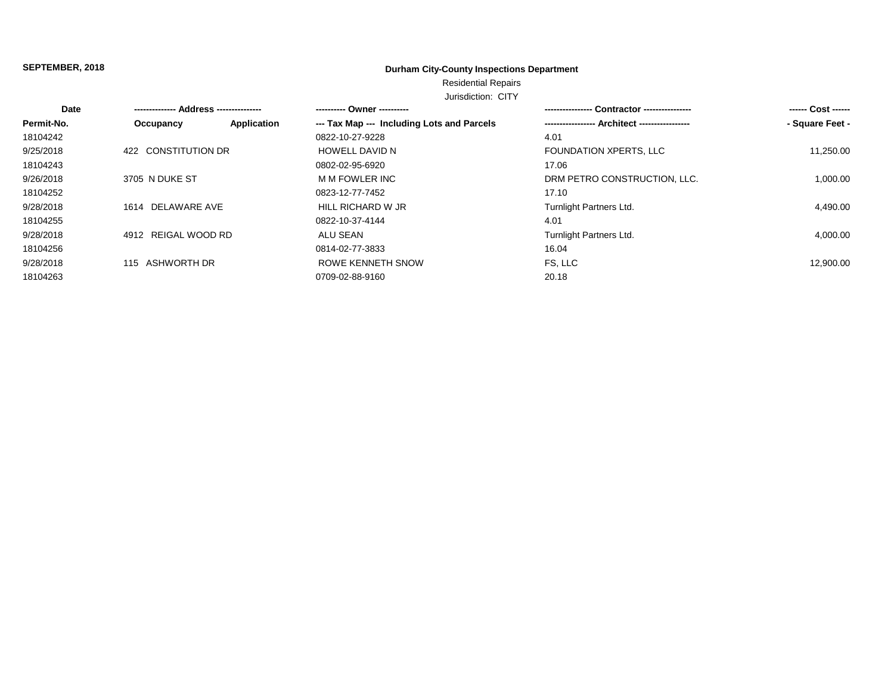**SEPTEMBER, 2018**

**Durham City-County Inspections Department**

Residential Repairs

Jurisdiction: CITY

| Date | ------------- Address --------------- | | ---------- Owner ---------- | ---------------- Contractor ---------------- | ------ Cost ------ |
|---|---|---|---|---|---|
| **Permit-No.** | **Occupancy** | **Application** | **--- Tax Map --- Including Lots and Parcels** | **----------------- Architect -----------------** | **- Square Feet -** |
| 18104242 | | | 0822-10-27-9228 | 4.01 | |
| 9/25/2018 | 422 CONSTITUTION DR | | HOWELL DAVID N | FOUNDATION XPERTS, LLC | 11,250.00 |
| 18104243 | | | 0802-02-95-6920 | 17.06 | |
| 9/26/2018 | 3705 N DUKE ST | | M M FOWLER INC | DRM PETRO CONSTRUCTION, LLC. | 1,000.00 |
| 18104252 | | | 0823-12-77-7452 | 17.10 | |
| 9/28/2018 | 1614 DELAWARE AVE | | HILL RICHARD W JR | Turnlight Partners Ltd. | 4,490.00 |
| 18104255 | | | 0822-10-37-4144 | 4.01 | |
| 9/28/2018 | 4912 REIGAL WOOD RD | | ALU SEAN | Turnlight Partners Ltd. | 4,000.00 |
| 18104256 | | | 0814-02-77-3833 | 16.04 | |
| 9/28/2018 | 115 ASHWORTH DR | | ROWE KENNETH SNOW | FS, LLC | 12,900.00 |
| 18104263 | | | 0709-02-88-9160 | 20.18 | |